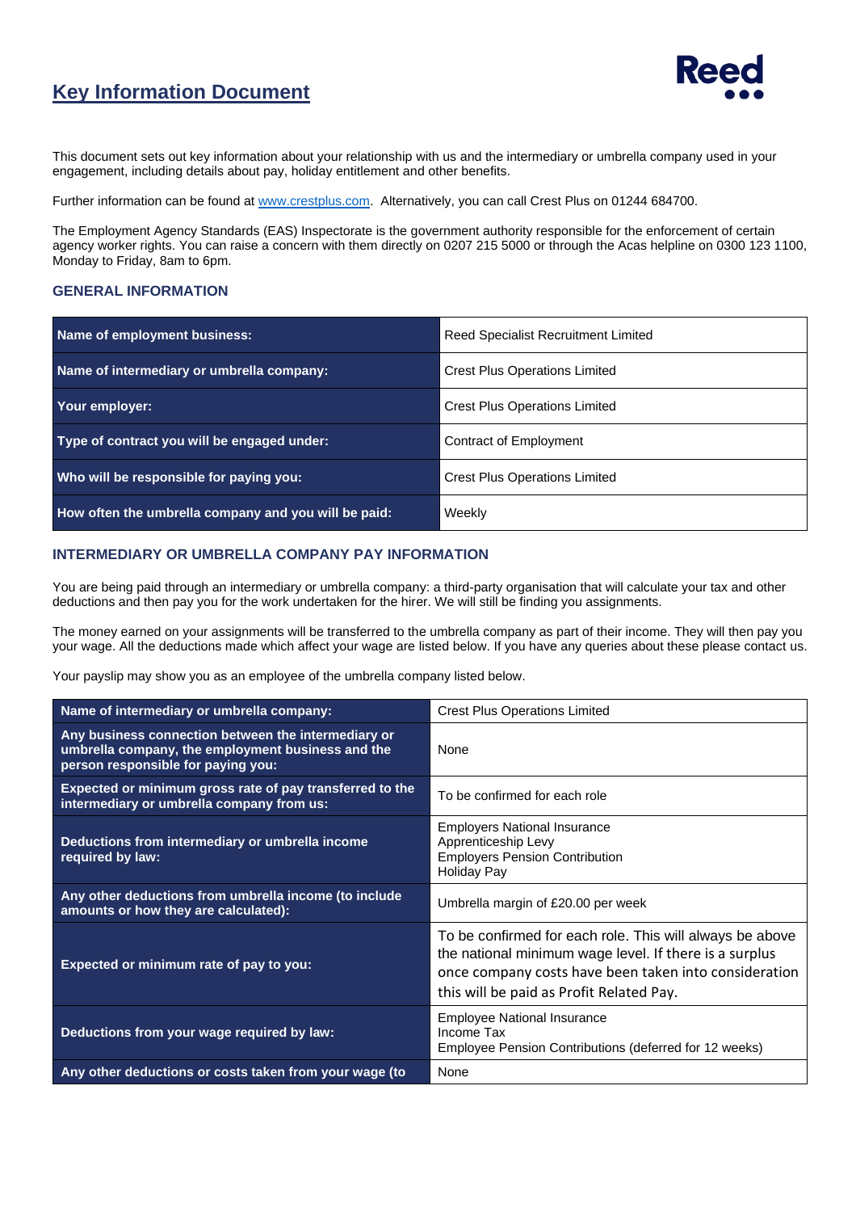# Key Information Document

This document sets out key information about your relationship with us and the intermediary or umbrella company used in your engagement, including details about pay, holiday entitlement and other benefits.

Further information can be found at www.crestplus.com. Alternatively, you can call Crest Plus on 01244 684700.

The Employment Agency Standards (EAS) Inspectorate is the government authority responsible for the enforcement of certain agency worker rights. You can raise a concern with them directly on 0207 215 5000 or through the Acas helpline on 0300 123 1100, Monday to Friday, 8am to 6pm.

## GENERAL INFORMATION

| | |
|---|---|
| **Name of employment business:** | Reed Specialist Recruitment Limited |
| **Name of intermediary or umbrella company:** | Crest Plus Operations Limited |
| **Your employer:** | Crest Plus Operations Limited |
| **Type of contract you will be engaged under:** | Contract of Employment |
| **Who will be responsible for paying you:** | Crest Plus Operations Limited |
| **How often the umbrella company and you will be paid:** | Weekly |

## INTERMEDIARY OR UMBRELLA COMPANY PAY INFORMATION

You are being paid through an intermediary or umbrella company: a third-party organisation that will calculate your tax and other deductions and then pay you for the work undertaken for the hirer. We will still be finding you assignments.

The money earned on your assignments will be transferred to the umbrella company as part of their income. They will then pay you your wage. All the deductions made which affect your wage are listed below. If you have any queries about these please contact us.

Your payslip may show you as an employee of the umbrella company listed below.

| | |
|---|---|
| **Name of intermediary or umbrella company:** | Crest Plus Operations Limited |
| **Any business connection between the intermediary or umbrella company, the employment business and the person responsible for paying you:** | None |
| **Expected or minimum gross rate of pay transferred to the intermediary or umbrella company from us:** | To be confirmed for each role |
| **Deductions from intermediary or umbrella income required by law:** | Employers National Insurance<br>Apprenticeship Levy<br>Employers Pension Contribution<br>Holiday Pay |
| **Any other deductions from umbrella income (to include amounts or how they are calculated):** | Umbrella margin of £20.00 per week |
| **Expected or minimum rate of pay to you:** | To be confirmed for each role. This will always be above the national minimum wage level. If there is a surplus once company costs have been taken into consideration this will be paid as Profit Related Pay. |
| **Deductions from your wage required by law:** | Employee National Insurance<br>Income Tax<br>Employee Pension Contributions (deferred for 12 weeks) |
| **Any other deductions or costs taken from your wage (to** | None |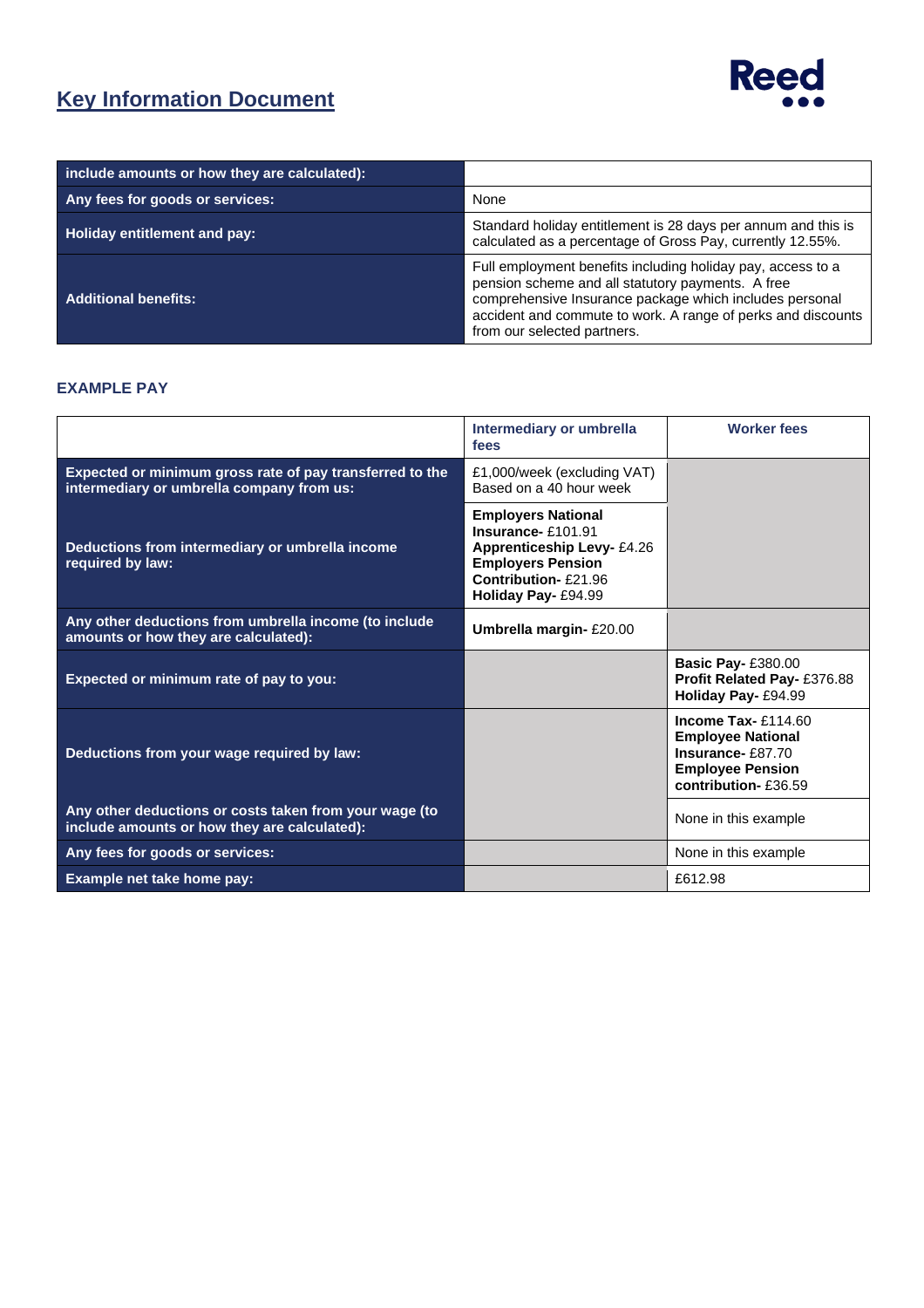## Key Information Document

| | |
|---|---|
| **include amounts or how they are calculated):** | |
| **Any fees for goods or services:** | None |
| **Holiday entitlement and pay:** | Standard holiday entitlement is 28 days per annum and this is calculated as a percentage of Gross Pay, currently 12.55%. |
| **Additional benefits:** | Full employment benefits including holiday pay, access to a pension scheme and all statutory payments. A free comprehensive Insurance package which includes personal accident and commute to work. A range of perks and discounts from our selected partners. |

### EXAMPLE PAY

| | **Intermediary or umbrella fees** | **Worker fees** |
|---|---|---|
| **Expected or minimum gross rate of pay transferred to the intermediary or umbrella company from us:** | £1,000/week (excluding VAT) Based on a 40 hour week | |
| **Deductions from intermediary or umbrella income required by law:** | **Employers National Insurance-** £101.91<br>**Apprenticeship Levy-** £4.26<br>**Employers Pension Contribution-** £21.96<br>**Holiday Pay-** £94.99 | |
| **Any other deductions from umbrella income (to include amounts or how they are calculated):** | **Umbrella margin-** £20.00 | |
| **Expected or minimum rate of pay to you:** | | **Basic Pay-** £380.00<br>**Profit Related Pay-** £376.88<br>**Holiday Pay-** £94.99 |
| **Deductions from your wage required by law:** | | **Income Tax-** £114.60<br>**Employee National Insurance-** £87.70<br>**Employee Pension contribution-** £36.59 |
| **Any other deductions or costs taken from your wage (to include amounts or how they are calculated):** | | None in this example |
| **Any fees for goods or services:** | | None in this example |
| **Example net take home pay:** | | £612.98 |